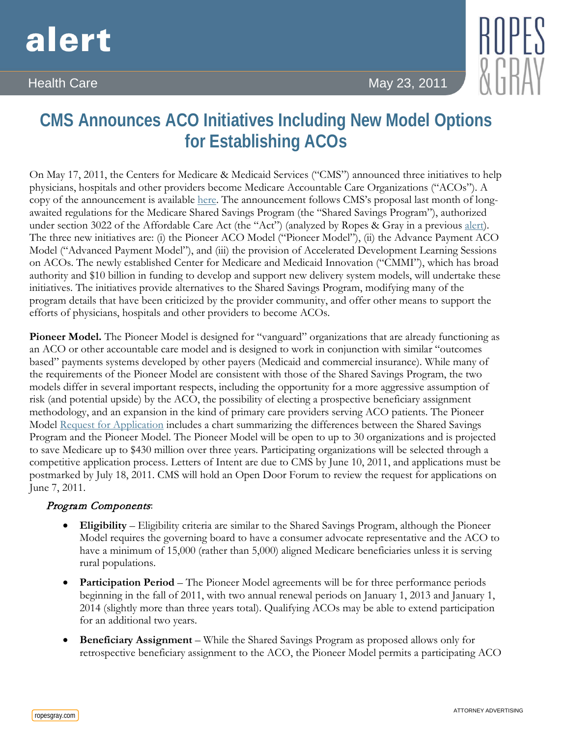alert

Health Care

May 23, 2011

# CMS Announces ACO Initiatives Including New Model Options for Establishing ACOs

On May 17, 2011, the Centers for Medicare & Medicaid Services ("CMS") announced three initiatives to help physicians, hospitals and other providers become Medicare Accountable Care Organizations ("ACOs"). A copy of the announcement is available here. The announcement follows CMS's proposal last month of long-awaited regulations for the Medicare Shared Savings Program (the "Shared Savings Program"), authorized under section 3022 of the Affordable Care Act (the "Act") (analyzed by Ropes & Gray in a previous alert). The three new initiatives are: (i) the Pioneer ACO Model ("Pioneer Model"), (ii) the Advance Payment ACO Model ("Advanced Payment Model"), and (iii) the provision of Accelerated Development Learning Sessions on ACOs. The newly established Center for Medicare and Medicaid Innovation ("CMMI"), which has broad authority and $10 billion in funding to develop and support new delivery system models, will undertake these initiatives. The initiatives provide alternatives to the Shared Savings Program, modifying many of the program details that have been criticized by the provider community, and offer other means to support the efforts of physicians, hospitals and other providers to become ACOs.

**Pioneer Model.** The Pioneer Model is designed for "vanguard" organizations that are already functioning as an ACO or other accountable care model and is designed to work in conjunction with similar "outcomes based" payments systems developed by other payers (Medicaid and commercial insurance). While many of the requirements of the Pioneer Model are consistent with those of the Shared Savings Program, the two models differ in several important respects, including the opportunity for a more aggressive assumption of risk (and potential upside) by the ACO, the possibility of electing a prospective beneficiary assignment methodology, and an expansion in the kind of primary care providers serving ACO patients. The Pioneer Model Request for Application includes a chart summarizing the differences between the Shared Savings Program and the Pioneer Model. The Pioneer Model will be open to up to 30 organizations and is projected to save Medicare up to $430 million over three years. Participating organizations will be selected through a competitive application process. Letters of Intent are due to CMS by June 10, 2011, and applications must be postmarked by July 18, 2011. CMS will hold an Open Door Forum to review the request for applications on June 7, 2011.

*Program Components*:

- **Eligibility** – Eligibility criteria are similar to the Shared Savings Program, although the Pioneer Model requires the governing board to have a consumer advocate representative and the ACO to have a minimum of 15,000 (rather than 5,000) aligned Medicare beneficiaries unless it is serving rural populations.
- **Participation Period** – The Pioneer Model agreements will be for three performance periods beginning in the fall of 2011, with two annual renewal periods on January 1, 2013 and January 1, 2014 (slightly more than three years total). Qualifying ACOs may be able to extend participation for an additional two years.
- **Beneficiary Assignment** – While the Shared Savings Program as proposed allows only for retrospective beneficiary assignment to the ACO, the Pioneer Model permits a participating ACO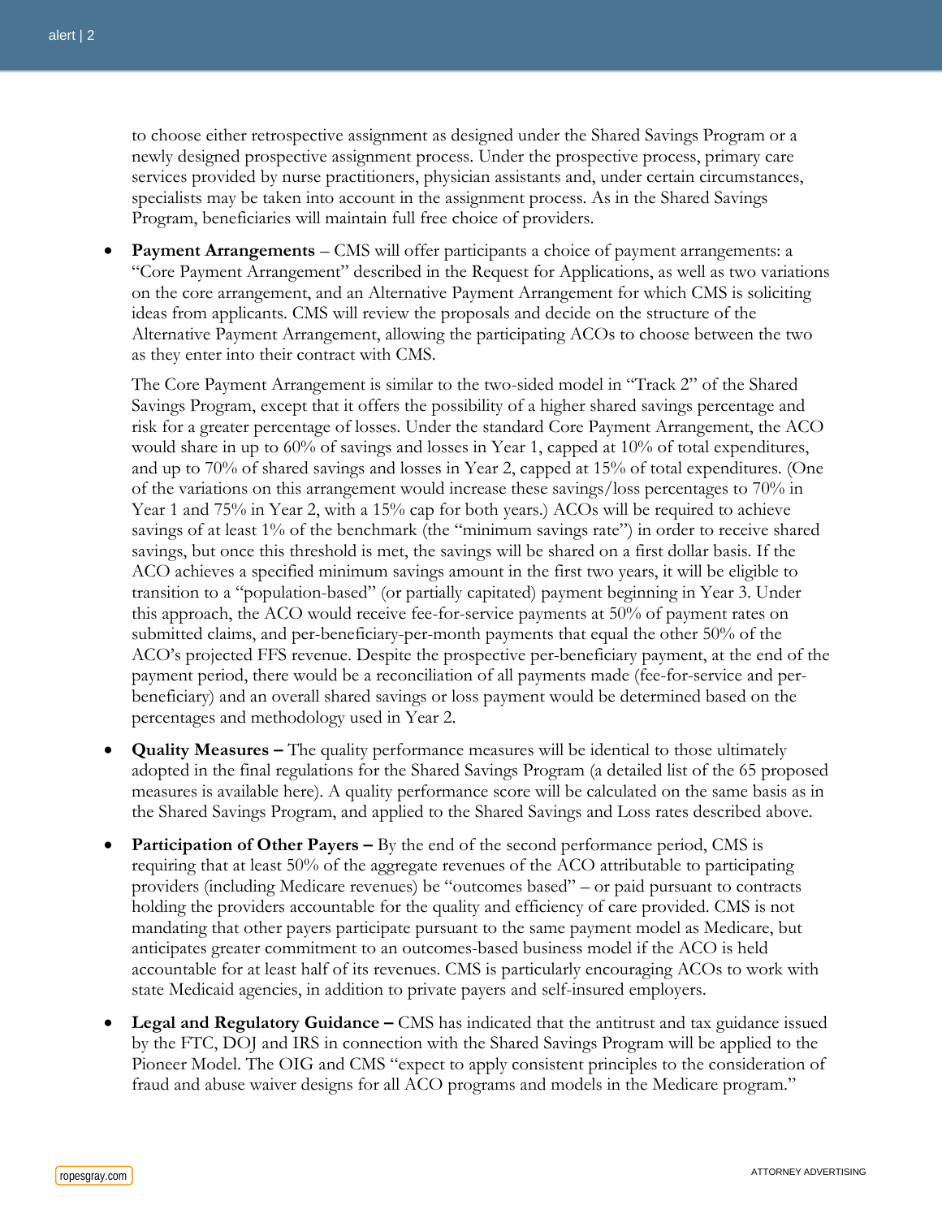to choose either retrospective assignment as designed under the Shared Savings Program or a newly designed prospective assignment process. Under the prospective process, primary care services provided by nurse practitioners, physician assistants and, under certain circumstances, specialists may be taken into account in the assignment process. As in the Shared Savings Program, beneficiaries will maintain full free choice of providers.

- **Payment Arrangements** – CMS will offer participants a choice of payment arrangements: a "Core Payment Arrangement" described in the Request for Applications, as well as two variations on the core arrangement, and an Alternative Payment Arrangement for which CMS is soliciting ideas from applicants. CMS will review the proposals and decide on the structure of the Alternative Payment Arrangement, allowing the participating ACOs to choose between the two as they enter into their contract with CMS.

  The Core Payment Arrangement is similar to the two-sided model in "Track 2" of the Shared Savings Program, except that it offers the possibility of a higher shared savings percentage and risk for a greater percentage of losses. Under the standard Core Payment Arrangement, the ACO would share in up to 60% of savings and losses in Year 1, capped at 10% of total expenditures, and up to 70% of shared savings and losses in Year 2, capped at 15% of total expenditures. (One of the variations on this arrangement would increase these savings/loss percentages to 70% in Year 1 and 75% in Year 2, with a 15% cap for both years.) ACOs will be required to achieve savings of at least 1% of the benchmark (the "minimum savings rate") in order to receive shared savings, but once this threshold is met, the savings will be shared on a first dollar basis. If the ACO achieves a specified minimum savings amount in the first two years, it will be eligible to transition to a "population-based" (or partially capitated) payment beginning in Year 3. Under this approach, the ACO would receive fee-for-service payments at 50% of payment rates on submitted claims, and per-beneficiary-per-month payments that equal the other 50% of the ACO's projected FFS revenue. Despite the prospective per-beneficiary payment, at the end of the payment period, there would be a reconciliation of all payments made (fee-for-service and per-beneficiary) and an overall shared savings or loss payment would be determined based on the percentages and methodology used in Year 2.

- **Quality Measures –** The quality performance measures will be identical to those ultimately adopted in the final regulations for the Shared Savings Program (a detailed list of the 65 proposed measures is available here). A quality performance score will be calculated on the same basis as in the Shared Savings Program, and applied to the Shared Savings and Loss rates described above.

- **Participation of Other Payers –** By the end of the second performance period, CMS is requiring that at least 50% of the aggregate revenues of the ACO attributable to participating providers (including Medicare revenues) be "outcomes based" – or paid pursuant to contracts holding the providers accountable for the quality and efficiency of care provided. CMS is not mandating that other payers participate pursuant to the same payment model as Medicare, but anticipates greater commitment to an outcomes-based business model if the ACO is held accountable for at least half of its revenues. CMS is particularly encouraging ACOs to work with state Medicaid agencies, in addition to private payers and self-insured employers.

- **Legal and Regulatory Guidance –** CMS has indicated that the antitrust and tax guidance issued by the FTC, DOJ and IRS in connection with the Shared Savings Program will be applied to the Pioneer Model. The OIG and CMS "expect to apply consistent principles to the consideration of fraud and abuse waiver designs for all ACO programs and models in the Medicare program."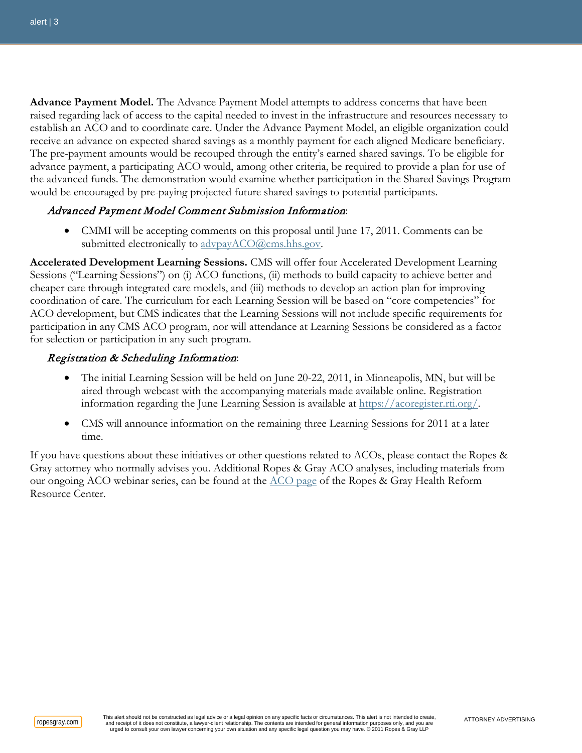**Advance Payment Model.** The Advance Payment Model attempts to address concerns that have been raised regarding lack of access to the capital needed to invest in the infrastructure and resources necessary to establish an ACO and to coordinate care. Under the Advance Payment Model, an eligible organization could receive an advance on expected shared savings as a monthly payment for each aligned Medicare beneficiary. The pre-payment amounts would be recouped through the entity's earned shared savings. To be eligible for advance payment, a participating ACO would, among other criteria, be required to provide a plan for use of the advanced funds. The demonstration would examine whether participation in the Shared Savings Program would be encouraged by pre-paying projected future shared savings to potential participants.

*Advanced Payment Model Comment Submission Information*:

- CMMI will be accepting comments on this proposal until June 17, 2011. Comments can be submitted electronically to advpayACO@cms.hhs.gov.

**Accelerated Development Learning Sessions.** CMS will offer four Accelerated Development Learning Sessions ("Learning Sessions") on (i) ACO functions, (ii) methods to build capacity to achieve better and cheaper care through integrated care models, and (iii) methods to develop an action plan for improving coordination of care. The curriculum for each Learning Session will be based on "core competencies" for ACO development, but CMS indicates that the Learning Sessions will not include specific requirements for participation in any CMS ACO program, nor will attendance at Learning Sessions be considered as a factor for selection or participation in any such program.

*Registration & Scheduling Information*:

- The initial Learning Session will be held on June 20-22, 2011, in Minneapolis, MN, but will be aired through webcast with the accompanying materials made available online. Registration information regarding the June Learning Session is available at https://acoregister.rti.org/.
- CMS will announce information on the remaining three Learning Sessions for 2011 at a later time.

If you have questions about these initiatives or other questions related to ACOs, please contact the Ropes & Gray attorney who normally advises you. Additional Ropes & Gray ACO analyses, including materials from our ongoing ACO webinar series, can be found at the ACO page of the Ropes & Gray Health Reform Resource Center.

This alert should not be constructed as legal advice or a legal opinion on any specific facts or circumstances. This alert is not intended to create, and receipt of it does not constitute, a lawyer-client relationship. The contents are intended for general information purposes only, and you are urged to consult your own lawyer concerning your own situation and any specific legal question you may have. © 2011 Ropes & Gray LLP

ATTORNEY ADVERTISING